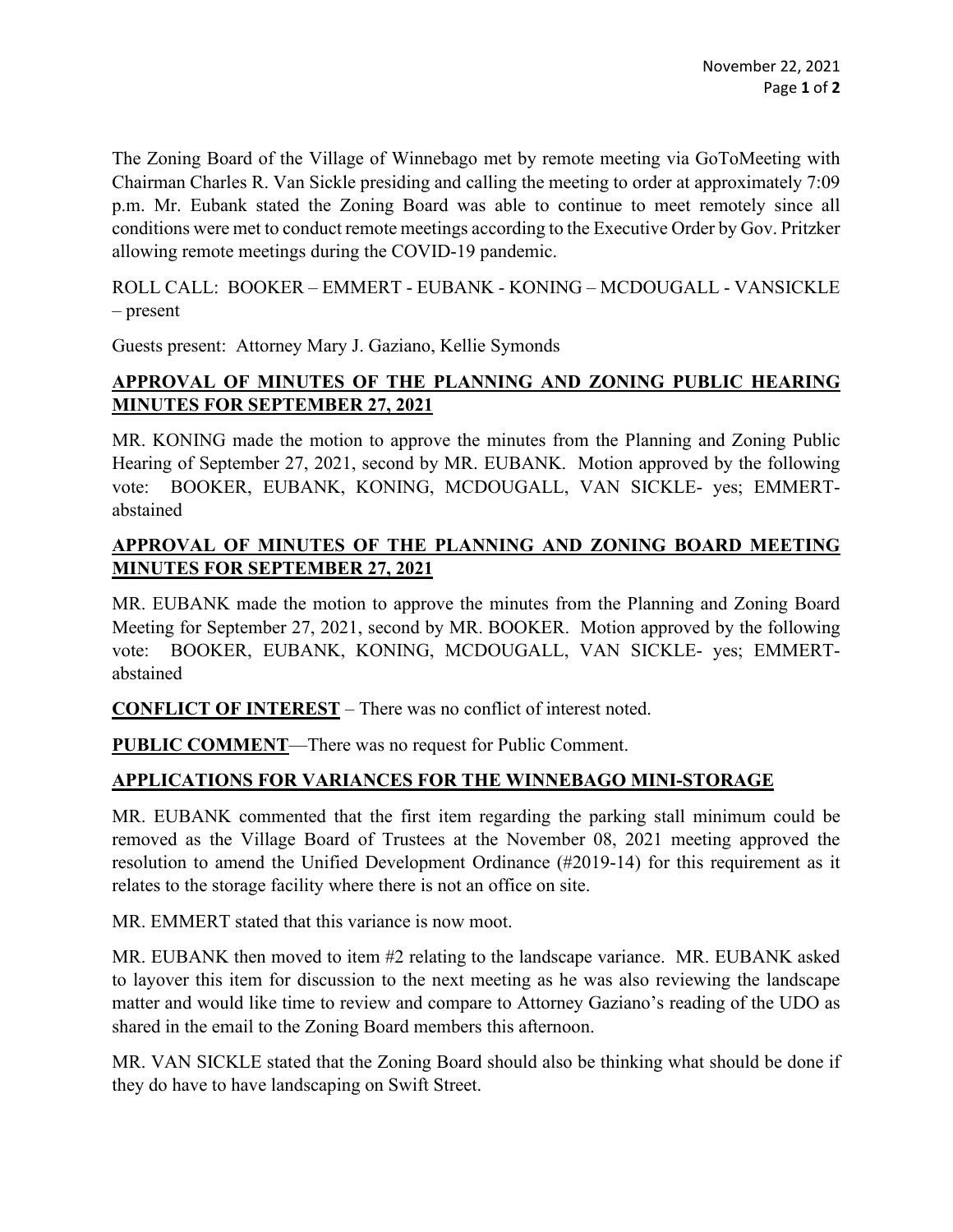The Zoning Board of the Village of Winnebago met by remote meeting via GoToMeeting with Chairman Charles R. Van Sickle presiding and calling the meeting to order at approximately 7:09 p.m. Mr. Eubank stated the Zoning Board was able to continue to meet remotely since all conditions were met to conduct remote meetings according to the Executive Order by Gov. Pritzker allowing remote meetings during the COVID-19 pandemic.

ROLL CALL: BOOKER – EMMERT - EUBANK - KONING – MCDOUGALL - VANSICKLE – present

Guests present: Attorney Mary J. Gaziano, Kellie Symonds

**APPROVAL OF MINUTES OF THE PLANNING AND ZONING PUBLIC HEARING MINUTES FOR SEPTEMBER 27, 2021**

MR. KONING made the motion to approve the minutes from the Planning and Zoning Public Hearing of September 27, 2021, second by MR. EUBANK. Motion approved by the following vote: BOOKER, EUBANK, KONING, MCDOUGALL, VAN SICKLE- yes; EMMERT- abstained

**APPROVAL OF MINUTES OF THE PLANNING AND ZONING BOARD MEETING MINUTES FOR SEPTEMBER 27, 2021**

MR. EUBANK made the motion to approve the minutes from the Planning and Zoning Board Meeting for September 27, 2021, second by MR. BOOKER. Motion approved by the following vote: BOOKER, EUBANK, KONING, MCDOUGALL, VAN SICKLE- yes; EMMERT- abstained

**CONFLICT OF INTEREST** – There was no conflict of interest noted.

**PUBLIC COMMENT**—There was no request for Public Comment.

**APPLICATIONS FOR VARIANCES FOR THE WINNEBAGO MINI-STORAGE**

MR. EUBANK commented that the first item regarding the parking stall minimum could be removed as the Village Board of Trustees at the November 08, 2021 meeting approved the resolution to amend the Unified Development Ordinance (#2019-14) for this requirement as it relates to the storage facility where there is not an office on site.

MR. EMMERT stated that this variance is now moot.

MR. EUBANK then moved to item #2 relating to the landscape variance. MR. EUBANK asked to layover this item for discussion to the next meeting as he was also reviewing the landscape matter and would like time to review and compare to Attorney Gaziano's reading of the UDO as shared in the email to the Zoning Board members this afternoon.

MR. VAN SICKLE stated that the Zoning Board should also be thinking what should be done if they do have to have landscaping on Swift Street.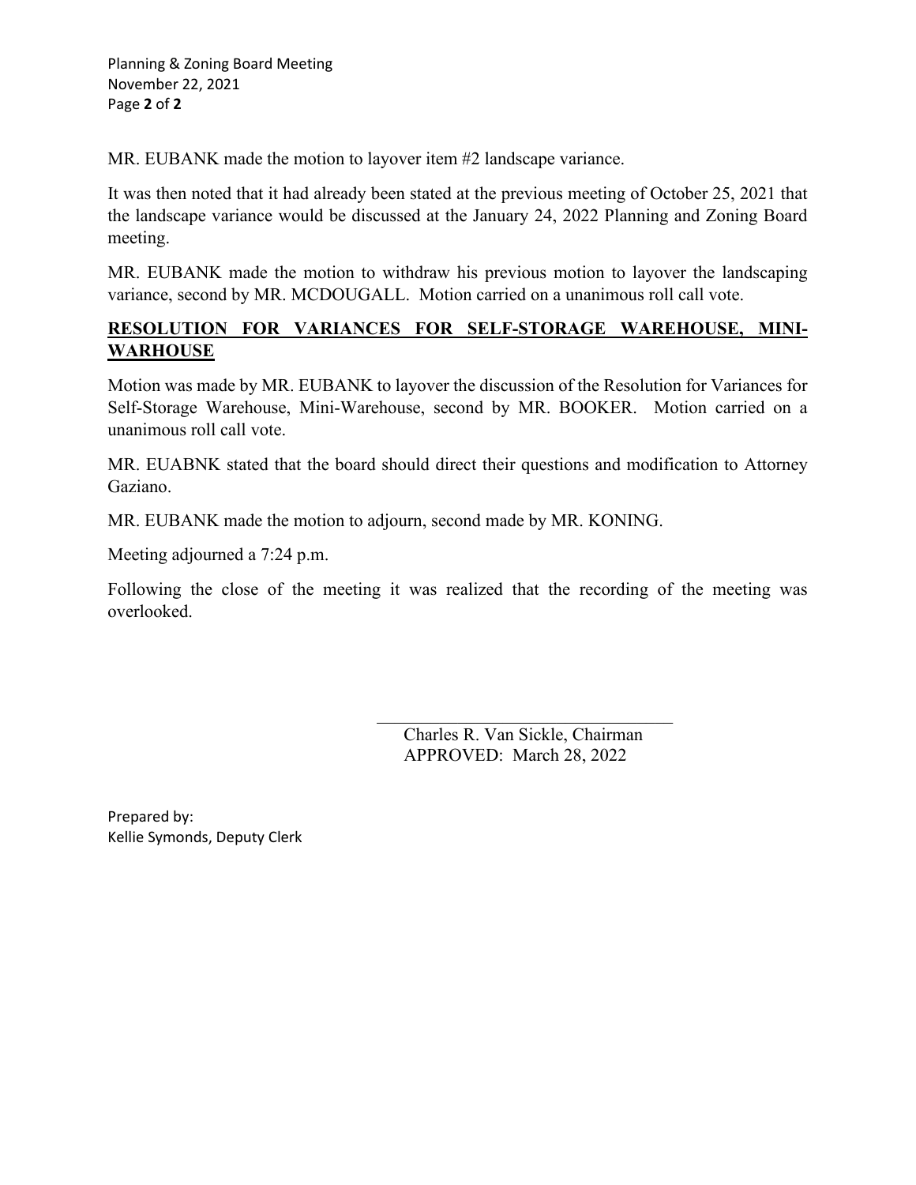MR. EUBANK made the motion to layover item #2 landscape variance.

It was then noted that it had already been stated at the previous meeting of October 25, 2021 that the landscape variance would be discussed at the January 24, 2022 Planning and Zoning Board meeting.

MR. EUBANK made the motion to withdraw his previous motion to layover the landscaping variance, second by MR. MCDOUGALL. Motion carried on a unanimous roll call vote.

**RESOLUTION FOR VARIANCES FOR SELF-STORAGE WAREHOUSE, MINI-WARHOUSE**

Motion was made by MR. EUBANK to layover the discussion of the Resolution for Variances for Self-Storage Warehouse, Mini-Warehouse, second by MR. BOOKER. Motion carried on a unanimous roll call vote.

MR. EUABNK stated that the board should direct their questions and modification to Attorney Gaziano.

MR. EUBANK made the motion to adjourn, second made by MR. KONING.

Meeting adjourned a 7:24 p.m.

Following the close of the meeting it was realized that the recording of the meeting was overlooked.

Charles R. Van Sickle, Chairman
APPROVED: March 28, 2022

Prepared by:
Kellie Symonds, Deputy Clerk